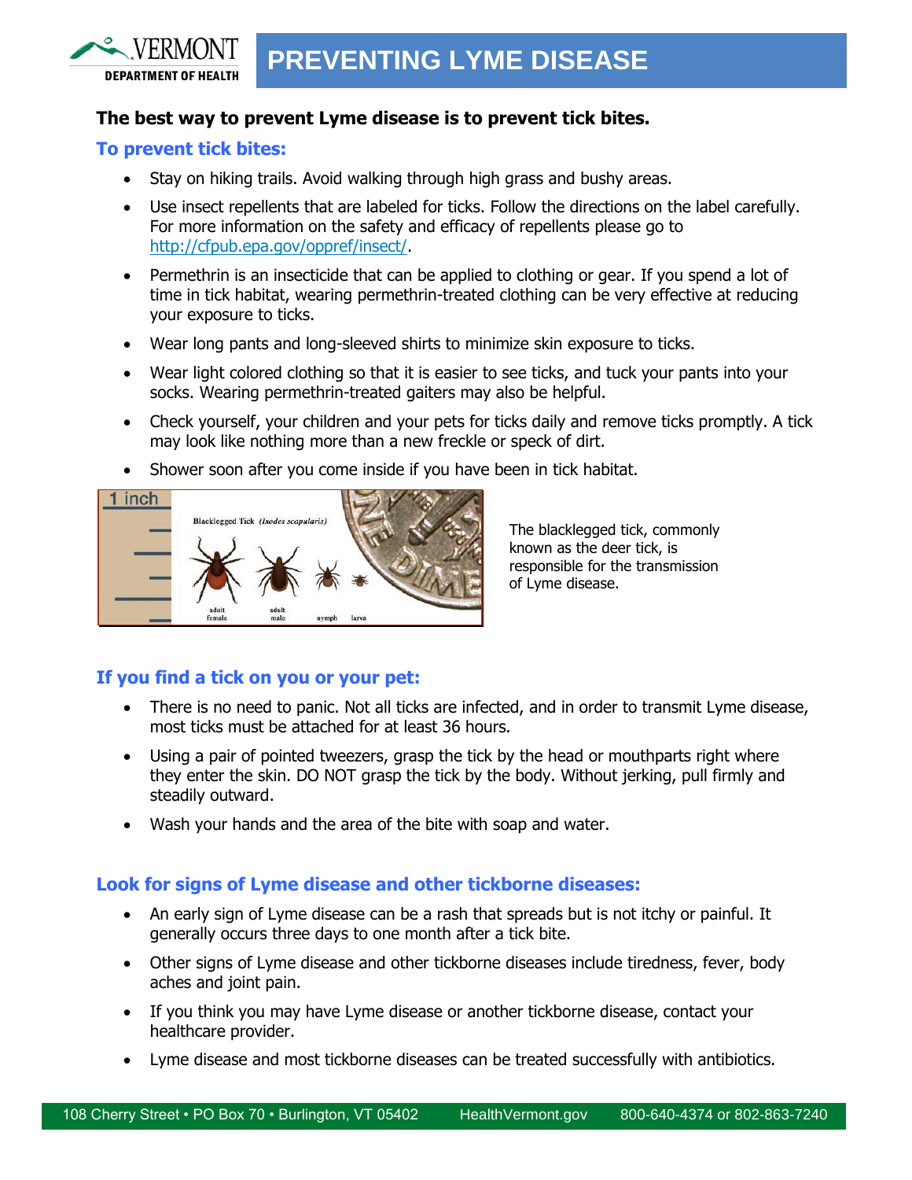# PREVENTING LYME DISEASE

**The best way to prevent Lyme disease is to prevent tick bites.**

## To prevent tick bites:

- Stay on hiking trails. Avoid walking through high grass and bushy areas.
- Use insect repellents that are labeled for ticks. Follow the directions on the label carefully. For more information on the safety and efficacy of repellents please go to http://cfpub.epa.gov/oppref/insect/.
- Permethrin is an insecticide that can be applied to clothing or gear. If you spend a lot of time in tick habitat, wearing permethrin-treated clothing can be very effective at reducing your exposure to ticks.
- Wear long pants and long-sleeved shirts to minimize skin exposure to ticks.
- Wear light colored clothing so that it is easier to see ticks, and tuck your pants into your socks. Wearing permethrin-treated gaiters may also be helpful.
- Check yourself, your children and your pets for ticks daily and remove ticks promptly. A tick may look like nothing more than a new freckle or speck of dirt.
- Shower soon after you come inside if you have been in tick habitat.

The blacklegged tick, commonly known as the deer tick, is responsible for the transmission of Lyme disease.

## If you find a tick on you or your pet:

- There is no need to panic. Not all ticks are infected, and in order to transmit Lyme disease, most ticks must be attached for at least 36 hours.
- Using a pair of pointed tweezers, grasp the tick by the head or mouthparts right where they enter the skin. DO NOT grasp the tick by the body. Without jerking, pull firmly and steadily outward.
- Wash your hands and the area of the bite with soap and water.

## Look for signs of Lyme disease and other tickborne diseases:

- An early sign of Lyme disease can be a rash that spreads but is not itchy or painful. It generally occurs three days to one month after a tick bite.
- Other signs of Lyme disease and other tickborne diseases include tiredness, fever, body aches and joint pain.
- If you think you may have Lyme disease or another tickborne disease, contact your healthcare provider.
- Lyme disease and most tickborne diseases can be treated successfully with antibiotics.

108 Cherry Street • PO Box 70 • Burlington, VT 05402 HealthVermont.gov 800-640-4374 or 802-863-7240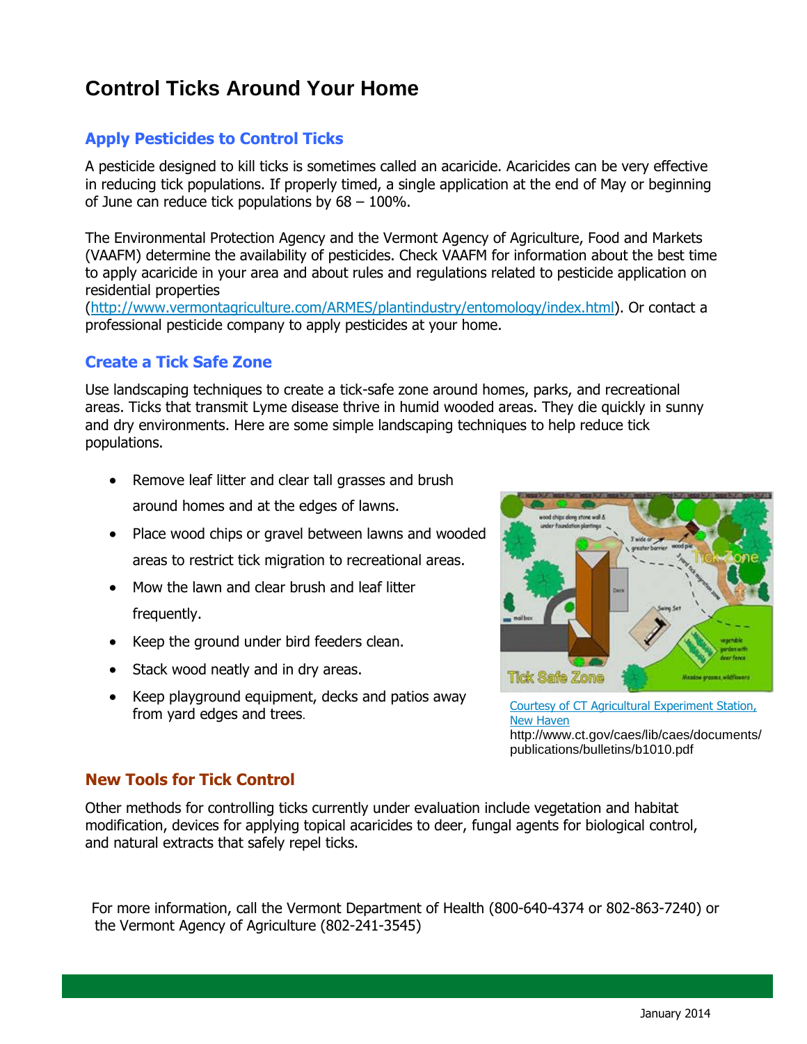# Control Ticks Around Your Home

## Apply Pesticides to Control Ticks

A pesticide designed to kill ticks is sometimes called an acaricide. Acaricides can be very effective in reducing tick populations. If properly timed, a single application at the end of May or beginning of June can reduce tick populations by 68 – 100%.

The Environmental Protection Agency and the Vermont Agency of Agriculture, Food and Markets (VAAFM) determine the availability of pesticides. Check VAAFM for information about the best time to apply acaricide in your area and about rules and regulations related to pesticide application on residential properties (http://www.vermontagriculture.com/ARMES/plantindustry/entomology/index.html). Or contact a professional pesticide company to apply pesticides at your home.

## Create a Tick Safe Zone

Use landscaping techniques to create a tick-safe zone around homes, parks, and recreational areas. Ticks that transmit Lyme disease thrive in humid wooded areas. They die quickly in sunny and dry environments. Here are some simple landscaping techniques to help reduce tick populations.

- Remove leaf litter and clear tall grasses and brush around homes and at the edges of lawns.
- Place wood chips or gravel between lawns and wooded areas to restrict tick migration to recreational areas.
- Mow the lawn and clear brush and leaf litter frequently.
- Keep the ground under bird feeders clean.
- Stack wood neatly and in dry areas.
- Keep playground equipment, decks and patios away from yard edges and trees.

Courtesy of CT Agricultural Experiment Station, New Haven
http://www.ct.gov/caes/lib/caes/documents/publications/bulletins/b1010.pdf

## New Tools for Tick Control

Other methods for controlling ticks currently under evaluation include vegetation and habitat modification, devices for applying topical acaricides to deer, fungal agents for biological control, and natural extracts that safely repel ticks.

For more information, call the Vermont Department of Health (800-640-4374 or 802-863-7240) or the Vermont Agency of Agriculture (802-241-3545)

January 2014